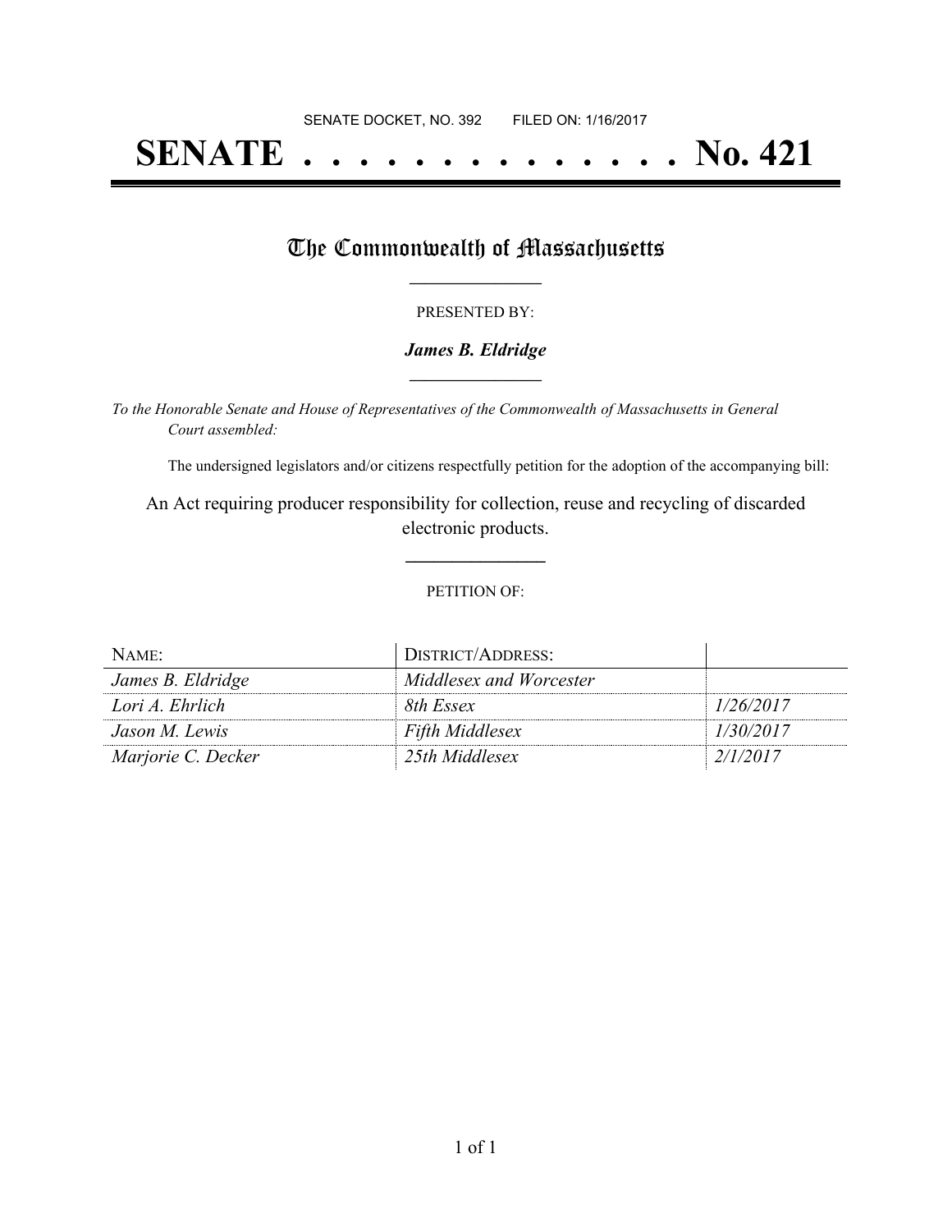SENATE DOCKET, NO. 392        FILED ON: 1/16/2017

# SENATE . . . . . . . . . . . . . . No. 421

## The Commonwealth of Massachusetts

PRESENTED BY:

***James B. Eldridge***

*To the Honorable Senate and House of Representatives of the Commonwealth of Massachusetts in General Court assembled:*

The undersigned legislators and/or citizens respectfully petition for the adoption of the accompanying bill:

An Act requiring producer responsibility for collection, reuse and recycling of discarded electronic products.

PETITION OF:

| NAME: | DISTRICT/ADDRESS: | |
|---|---|---|
| *James B. Eldridge* | *Middlesex and Worcester* | |
| *Lori A. Ehrlich* | *8th Essex* | *1/26/2017* |
| *Jason M. Lewis* | *Fifth Middlesex* | *1/30/2017* |
| *Marjorie C. Decker* | *25th Middlesex* | *2/1/2017* |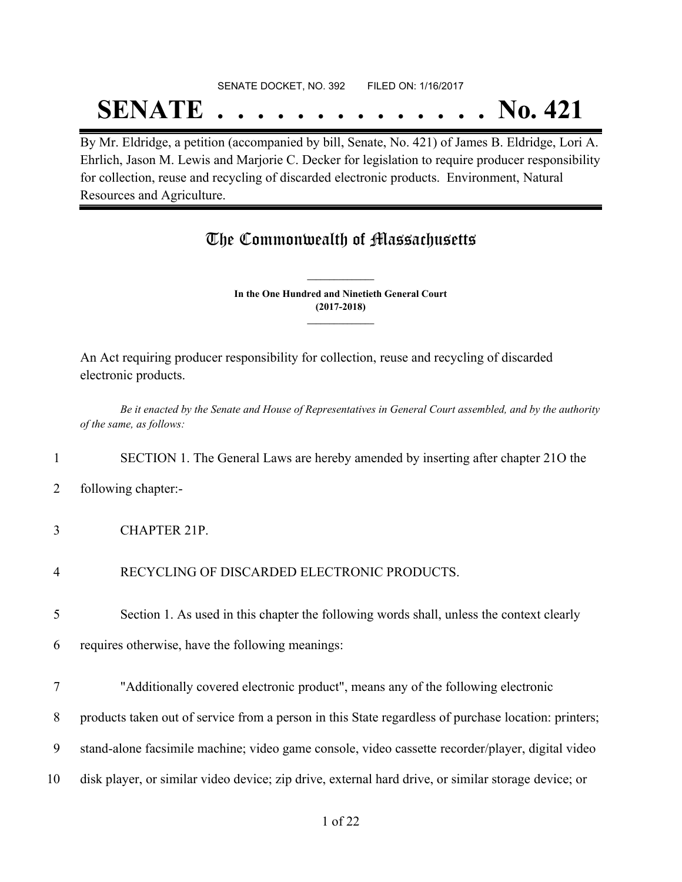SENATE DOCKET, NO. 392        FILED ON: 1/16/2017

# SENATE . . . . . . . . . . . . . . No. 421

By Mr. Eldridge, a petition (accompanied by bill, Senate, No. 421) of James B. Eldridge, Lori A. Ehrlich, Jason M. Lewis and Marjorie C. Decker for legislation to require producer responsibility for collection, reuse and recycling of discarded electronic products. Environment, Natural Resources and Agriculture.

## The Commonwealth of Massachusetts

**In the One Hundred and Ninetieth General Court**
**(2017-2018)**

An Act requiring producer responsibility for collection, reuse and recycling of discarded electronic products.

*Be it enacted by the Senate and House of Representatives in General Court assembled, and by the authority of the same, as follows:*

1 SECTION 1. The General Laws are hereby amended by inserting after chapter 21O the
2 following chapter:-

3 CHAPTER 21P.

4 RECYCLING OF DISCARDED ELECTRONIC PRODUCTS.

5 Section 1. As used in this chapter the following words shall, unless the context clearly
6 requires otherwise, have the following meanings:

7 "Additionally covered electronic product", means any of the following electronic
8 products taken out of service from a person in this State regardless of purchase location: printers;
9 stand-alone facsimile machine; video game console, video cassette recorder/player, digital video
10 disk player, or similar video device; zip drive, external hard drive, or similar storage device; or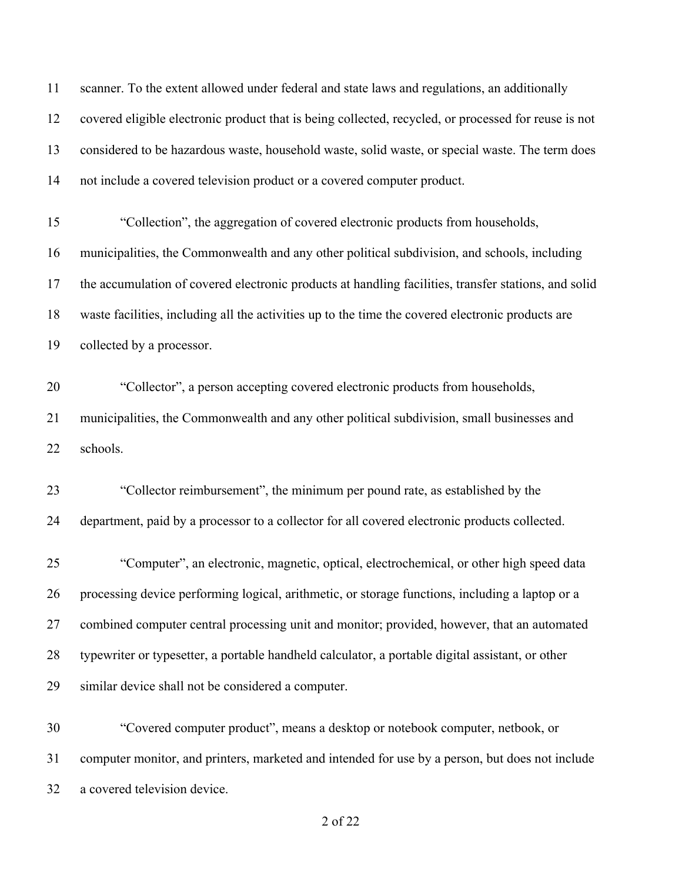scanner. To the extent allowed under federal and state laws and regulations, an additionally covered eligible electronic product that is being collected, recycled, or processed for reuse is not considered to be hazardous waste, household waste, solid waste, or special waste. The term does not include a covered television product or a covered computer product.

"Collection", the aggregation of covered electronic products from households, municipalities, the Commonwealth and any other political subdivision, and schools, including the accumulation of covered electronic products at handling facilities, transfer stations, and solid waste facilities, including all the activities up to the time the covered electronic products are collected by a processor.

"Collector", a person accepting covered electronic products from households, municipalities, the Commonwealth and any other political subdivision, small businesses and schools.

"Collector reimbursement", the minimum per pound rate, as established by the department, paid by a processor to a collector for all covered electronic products collected.

"Computer", an electronic, magnetic, optical, electrochemical, or other high speed data processing device performing logical, arithmetic, or storage functions, including a laptop or a combined computer central processing unit and monitor; provided, however, that an automated typewriter or typesetter, a portable handheld calculator, a portable digital assistant, or other similar device shall not be considered a computer.

"Covered computer product", means a desktop or notebook computer, netbook, or computer monitor, and printers, marketed and intended for use by a person, but does not include a covered television device.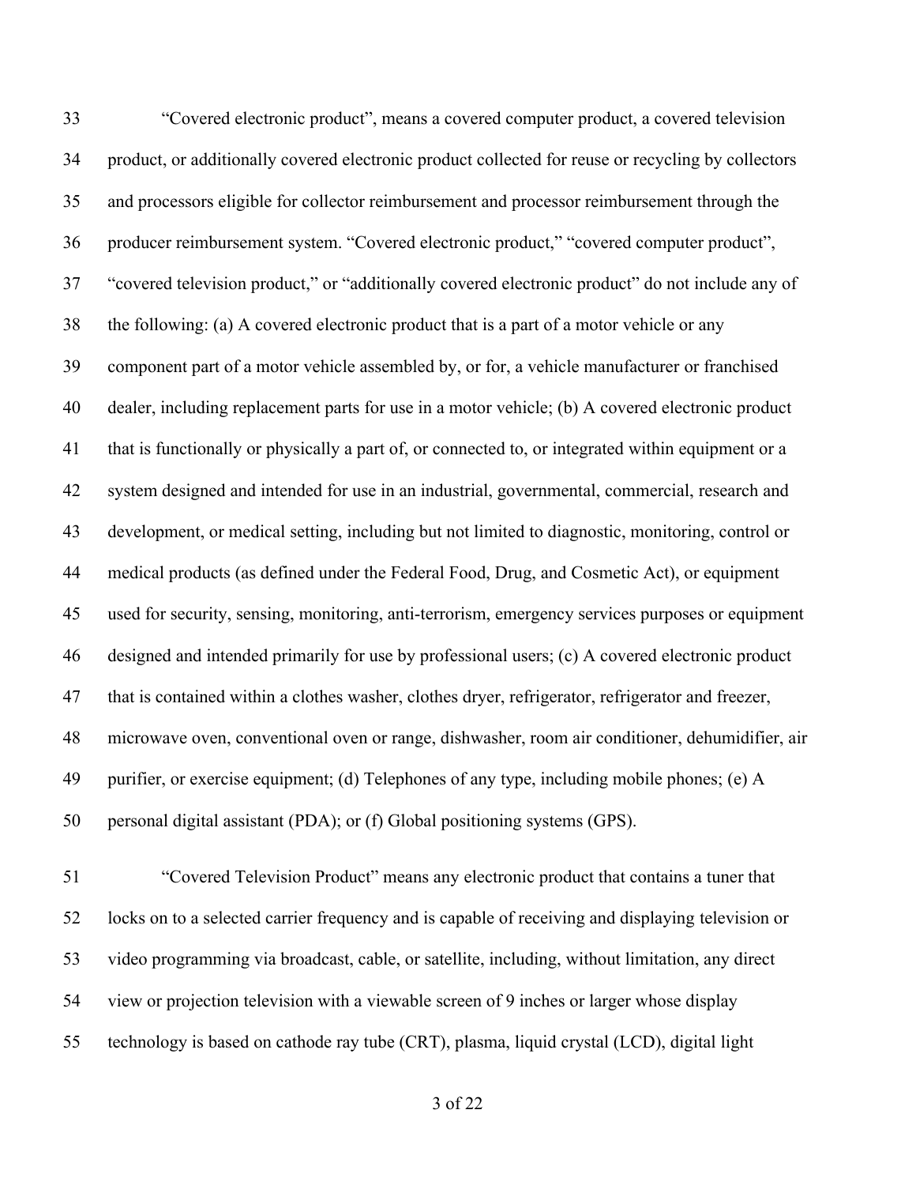"Covered electronic product", means a covered computer product, a covered television product, or additionally covered electronic product collected for reuse or recycling by collectors and processors eligible for collector reimbursement and processor reimbursement through the producer reimbursement system. "Covered electronic product," "covered computer product", "covered television product," or "additionally covered electronic product" do not include any of the following: (a) A covered electronic product that is a part of a motor vehicle or any component part of a motor vehicle assembled by, or for, a vehicle manufacturer or franchised dealer, including replacement parts for use in a motor vehicle; (b) A covered electronic product that is functionally or physically a part of, or connected to, or integrated within equipment or a system designed and intended for use in an industrial, governmental, commercial, research and development, or medical setting, including but not limited to diagnostic, monitoring, control or medical products (as defined under the Federal Food, Drug, and Cosmetic Act), or equipment used for security, sensing, monitoring, anti-terrorism, emergency services purposes or equipment designed and intended primarily for use by professional users; (c) A covered electronic product that is contained within a clothes washer, clothes dryer, refrigerator, refrigerator and freezer, microwave oven, conventional oven or range, dishwasher, room air conditioner, dehumidifier, air purifier, or exercise equipment; (d) Telephones of any type, including mobile phones; (e) A personal digital assistant (PDA); or (f) Global positioning systems (GPS).

"Covered Television Product" means any electronic product that contains a tuner that locks on to a selected carrier frequency and is capable of receiving and displaying television or video programming via broadcast, cable, or satellite, including, without limitation, any direct view or projection television with a viewable screen of 9 inches or larger whose display technology is based on cathode ray tube (CRT), plasma, liquid crystal (LCD), digital light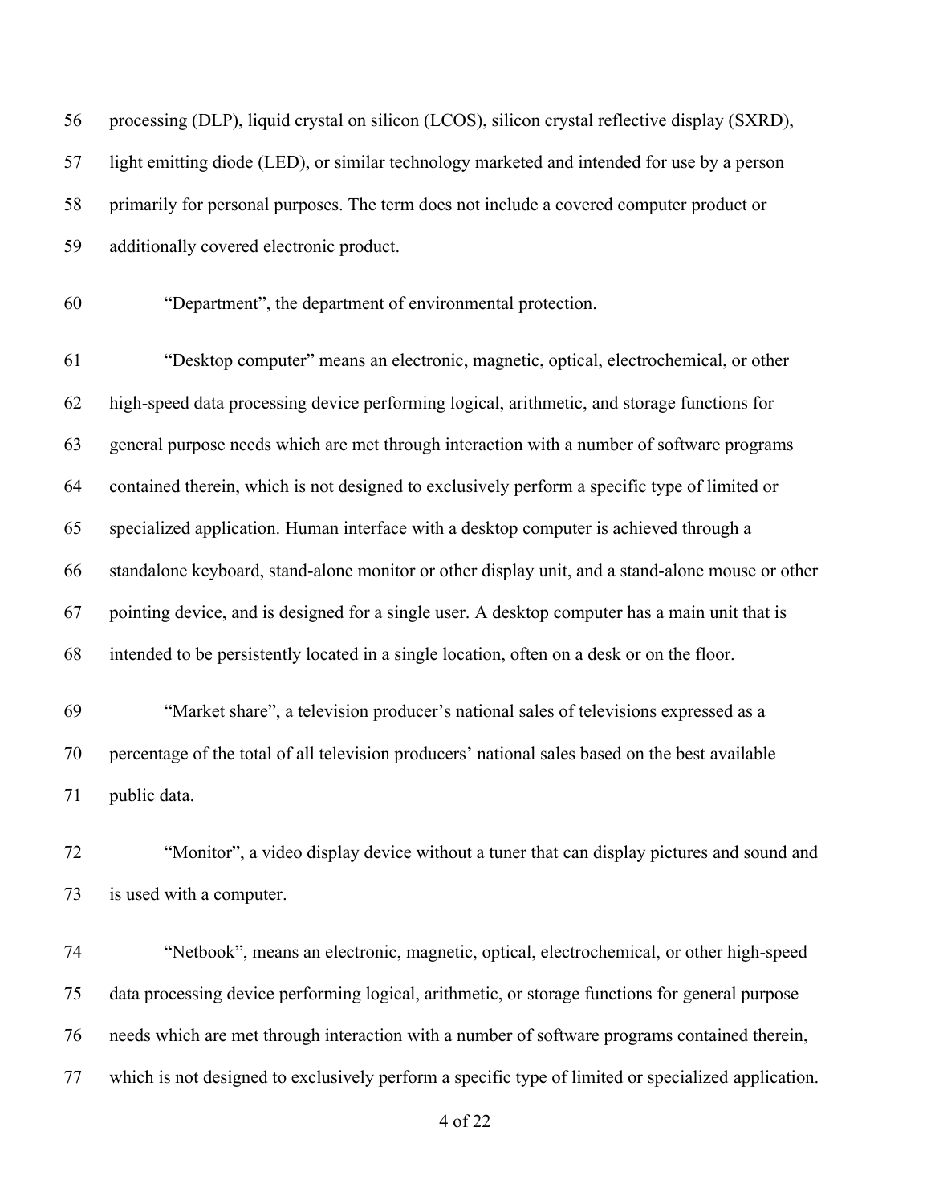processing (DLP), liquid crystal on silicon (LCOS), silicon crystal reflective display (SXRD), light emitting diode (LED), or similar technology marketed and intended for use by a person primarily for personal purposes. The term does not include a covered computer product or additionally covered electronic product.

"Department", the department of environmental protection.

"Desktop computer" means an electronic, magnetic, optical, electrochemical, or other high-speed data processing device performing logical, arithmetic, and storage functions for general purpose needs which are met through interaction with a number of software programs contained therein, which is not designed to exclusively perform a specific type of limited or specialized application. Human interface with a desktop computer is achieved through a standalone keyboard, stand-alone monitor or other display unit, and a stand-alone mouse or other pointing device, and is designed for a single user. A desktop computer has a main unit that is intended to be persistently located in a single location, often on a desk or on the floor.

"Market share", a television producer's national sales of televisions expressed as a percentage of the total of all television producers' national sales based on the best available public data.

"Monitor", a video display device without a tuner that can display pictures and sound and is used with a computer.

"Netbook", means an electronic, magnetic, optical, electrochemical, or other high-speed data processing device performing logical, arithmetic, or storage functions for general purpose needs which are met through interaction with a number of software programs contained therein, which is not designed to exclusively perform a specific type of limited or specialized application.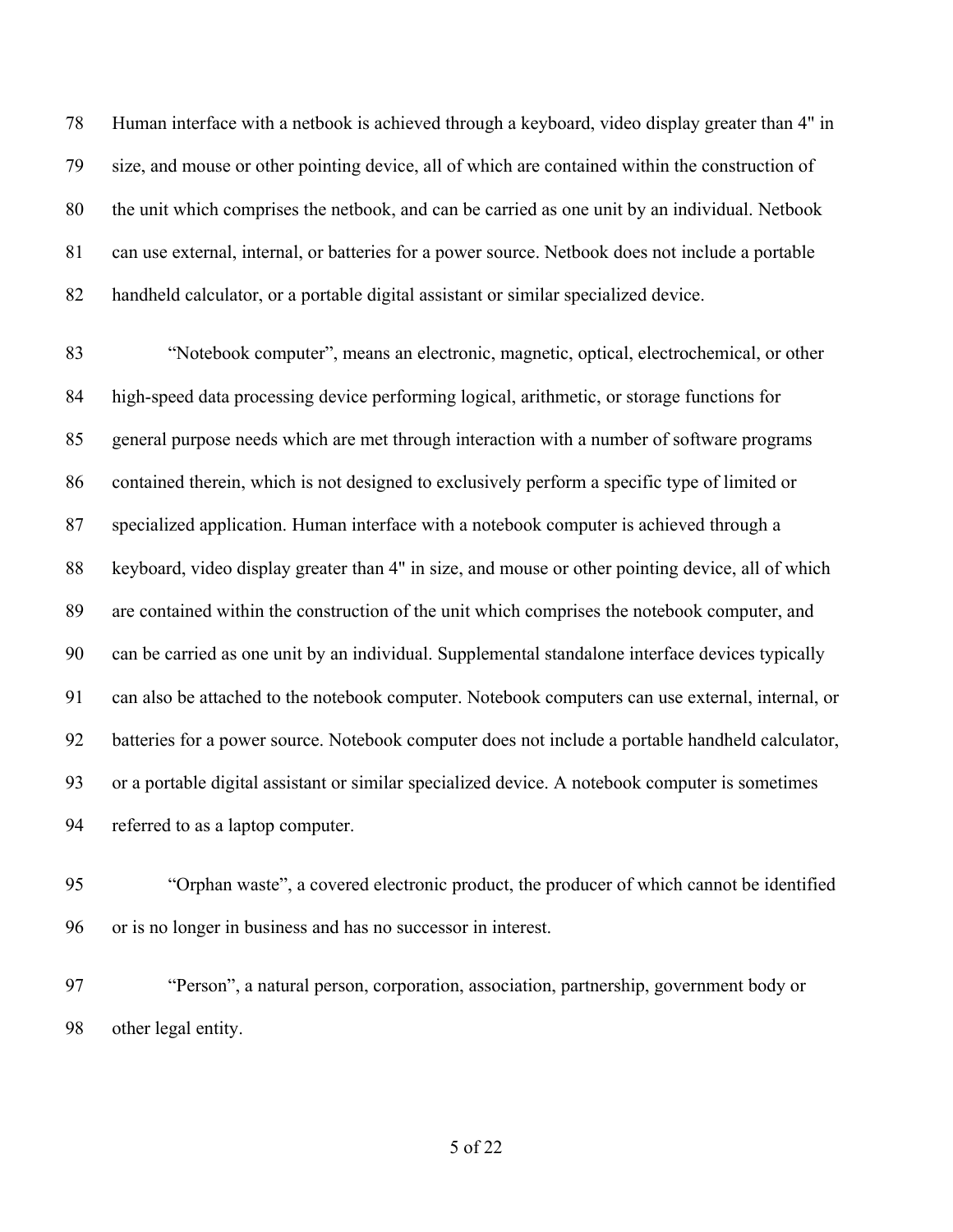Human interface with a netbook is achieved through a keyboard, video display greater than 4" in size, and mouse or other pointing device, all of which are contained within the construction of the unit which comprises the netbook, and can be carried as one unit by an individual. Netbook can use external, internal, or batteries for a power source. Netbook does not include a portable handheld calculator, or a portable digital assistant or similar specialized device.

"Notebook computer", means an electronic, magnetic, optical, electrochemical, or other high-speed data processing device performing logical, arithmetic, or storage functions for general purpose needs which are met through interaction with a number of software programs contained therein, which is not designed to exclusively perform a specific type of limited or specialized application. Human interface with a notebook computer is achieved through a keyboard, video display greater than 4" in size, and mouse or other pointing device, all of which are contained within the construction of the unit which comprises the notebook computer, and can be carried as one unit by an individual. Supplemental standalone interface devices typically can also be attached to the notebook computer. Notebook computers can use external, internal, or batteries for a power source. Notebook computer does not include a portable handheld calculator, or a portable digital assistant or similar specialized device. A notebook computer is sometimes referred to as a laptop computer.

"Orphan waste", a covered electronic product, the producer of which cannot be identified or is no longer in business and has no successor in interest.

"Person", a natural person, corporation, association, partnership, government body or other legal entity.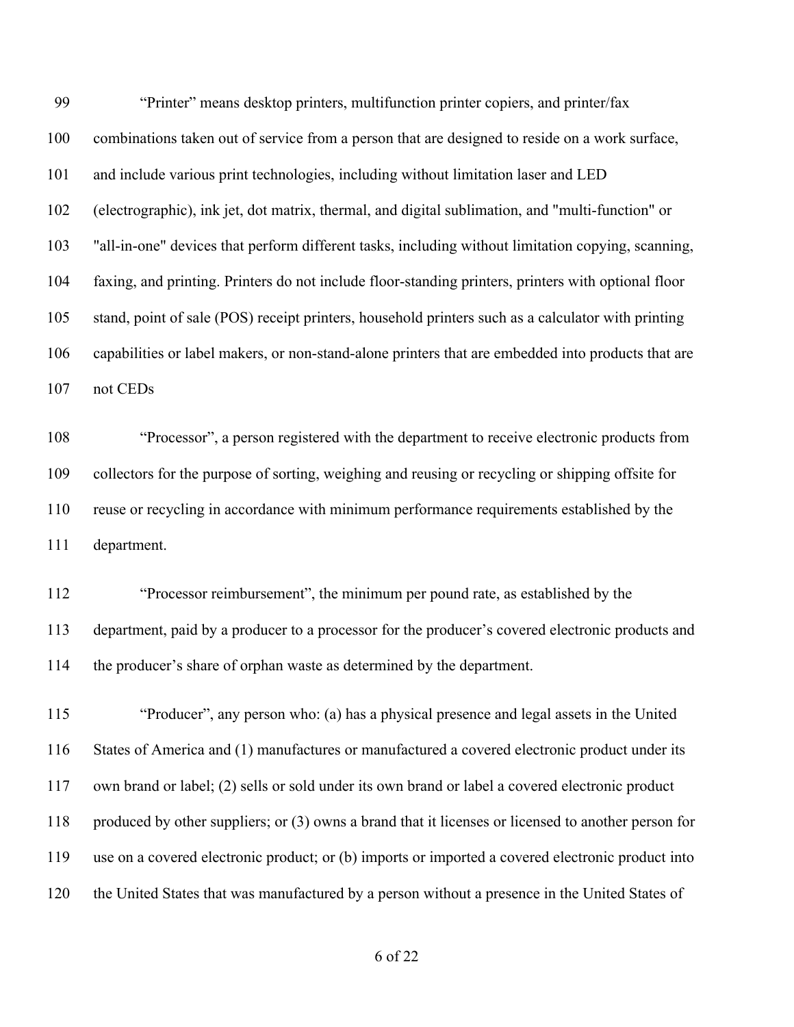"Printer" means desktop printers, multifunction printer copiers, and printer/fax combinations taken out of service from a person that are designed to reside on a work surface, and include various print technologies, including without limitation laser and LED (electrographic), ink jet, dot matrix, thermal, and digital sublimation, and "multi-function" or "all-in-one" devices that perform different tasks, including without limitation copying, scanning, faxing, and printing. Printers do not include floor-standing printers, printers with optional floor stand, point of sale (POS) receipt printers, household printers such as a calculator with printing capabilities or label makers, or non-stand-alone printers that are embedded into products that are not CEDs

"Processor", a person registered with the department to receive electronic products from collectors for the purpose of sorting, weighing and reusing or recycling or shipping offsite for reuse or recycling in accordance with minimum performance requirements established by the department.

"Processor reimbursement", the minimum per pound rate, as established by the department, paid by a producer to a processor for the producer's covered electronic products and the producer's share of orphan waste as determined by the department.

"Producer", any person who: (a) has a physical presence and legal assets in the United States of America and (1) manufactures or manufactured a covered electronic product under its own brand or label; (2) sells or sold under its own brand or label a covered electronic product produced by other suppliers; or (3) owns a brand that it licenses or licensed to another person for use on a covered electronic product; or (b) imports or imported a covered electronic product into the United States that was manufactured by a person without a presence in the United States of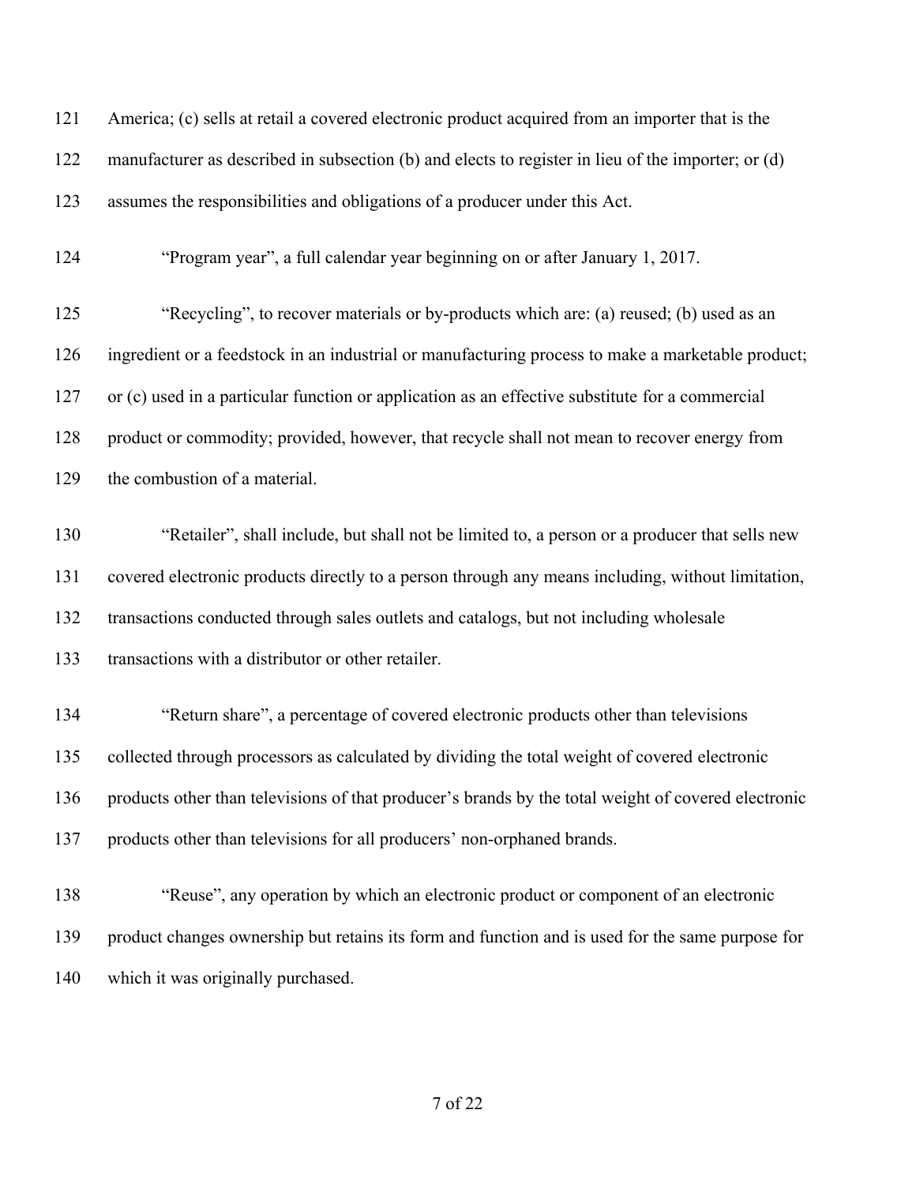America; (c) sells at retail a covered electronic product acquired from an importer that is the manufacturer as described in subsection (b) and elects to register in lieu of the importer; or (d) assumes the responsibilities and obligations of a producer under this Act.

"Program year", a full calendar year beginning on or after January 1, 2017.

"Recycling", to recover materials or by-products which are: (a) reused; (b) used as an ingredient or a feedstock in an industrial or manufacturing process to make a marketable product; or (c) used in a particular function or application as an effective substitute for a commercial product or commodity; provided, however, that recycle shall not mean to recover energy from the combustion of a material.

"Retailer", shall include, but shall not be limited to, a person or a producer that sells new covered electronic products directly to a person through any means including, without limitation, transactions conducted through sales outlets and catalogs, but not including wholesale transactions with a distributor or other retailer.

"Return share", a percentage of covered electronic products other than televisions collected through processors as calculated by dividing the total weight of covered electronic products other than televisions of that producer's brands by the total weight of covered electronic products other than televisions for all producers' non-orphaned brands.

"Reuse", any operation by which an electronic product or component of an electronic product changes ownership but retains its form and function and is used for the same purpose for which it was originally purchased.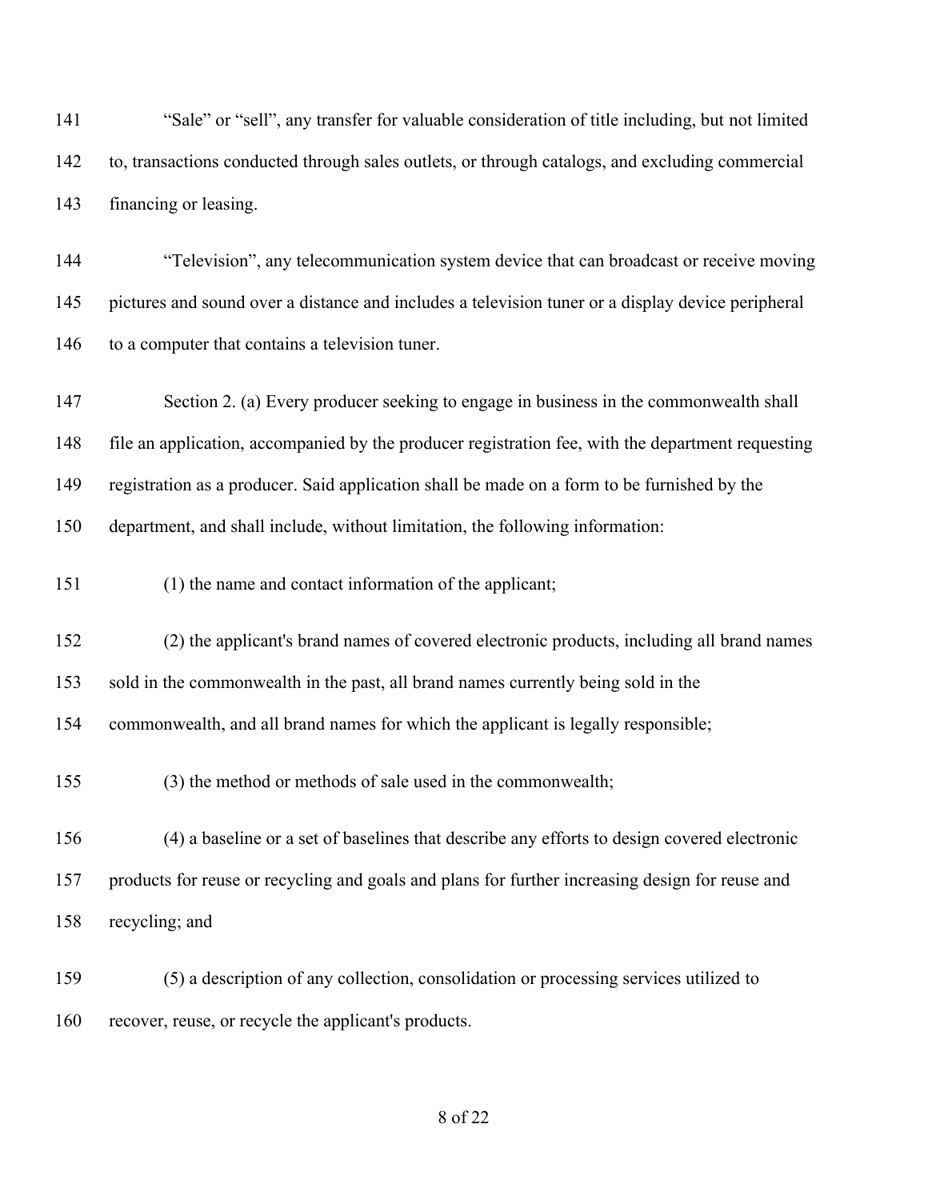"Sale" or "sell", any transfer for valuable consideration of title including, but not limited to, transactions conducted through sales outlets, or through catalogs, and excluding commercial financing or leasing.

"Television", any telecommunication system device that can broadcast or receive moving pictures and sound over a distance and includes a television tuner or a display device peripheral to a computer that contains a television tuner.

Section 2. (a) Every producer seeking to engage in business in the commonwealth shall file an application, accompanied by the producer registration fee, with the department requesting registration as a producer. Said application shall be made on a form to be furnished by the department, and shall include, without limitation, the following information:

(1) the name and contact information of the applicant;

(2) the applicant's brand names of covered electronic products, including all brand names sold in the commonwealth in the past, all brand names currently being sold in the commonwealth, and all brand names for which the applicant is legally responsible;

(3) the method or methods of sale used in the commonwealth;

(4) a baseline or a set of baselines that describe any efforts to design covered electronic products for reuse or recycling and goals and plans for further increasing design for reuse and recycling; and

(5) a description of any collection, consolidation or processing services utilized to recover, reuse, or recycle the applicant's products.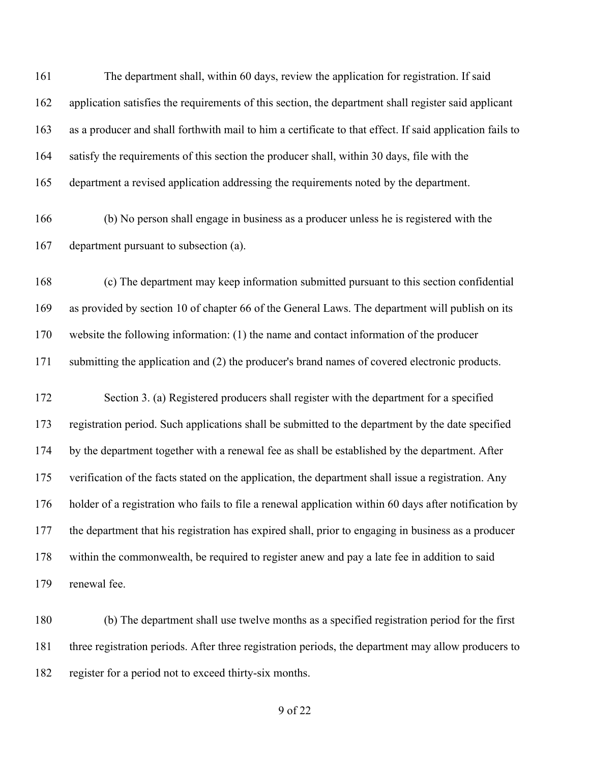The department shall, within 60 days, review the application for registration. If said application satisfies the requirements of this section, the department shall register said applicant as a producer and shall forthwith mail to him a certificate to that effect. If said application fails to satisfy the requirements of this section the producer shall, within 30 days, file with the department a revised application addressing the requirements noted by the department.

(b) No person shall engage in business as a producer unless he is registered with the department pursuant to subsection (a).

(c) The department may keep information submitted pursuant to this section confidential as provided by section 10 of chapter 66 of the General Laws. The department will publish on its website the following information: (1) the name and contact information of the producer submitting the application and (2) the producer's brand names of covered electronic products.

Section 3. (a) Registered producers shall register with the department for a specified registration period. Such applications shall be submitted to the department by the date specified by the department together with a renewal fee as shall be established by the department. After verification of the facts stated on the application, the department shall issue a registration. Any holder of a registration who fails to file a renewal application within 60 days after notification by the department that his registration has expired shall, prior to engaging in business as a producer within the commonwealth, be required to register anew and pay a late fee in addition to said renewal fee.

(b) The department shall use twelve months as a specified registration period for the first three registration periods. After three registration periods, the department may allow producers to register for a period not to exceed thirty-six months.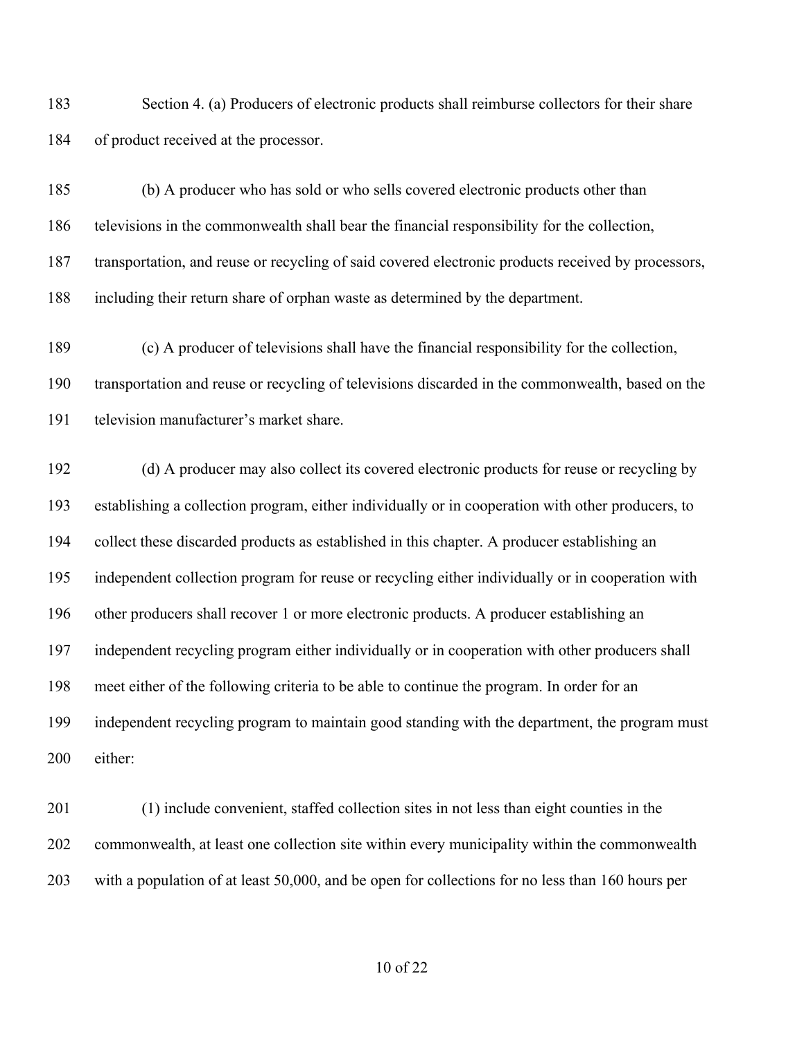Section 4. (a) Producers of electronic products shall reimburse collectors for their share of product received at the processor.

(b) A producer who has sold or who sells covered electronic products other than televisions in the commonwealth shall bear the financial responsibility for the collection, transportation, and reuse or recycling of said covered electronic products received by processors, including their return share of orphan waste as determined by the department.

(c) A producer of televisions shall have the financial responsibility for the collection, transportation and reuse or recycling of televisions discarded in the commonwealth, based on the television manufacturer's market share.

(d) A producer may also collect its covered electronic products for reuse or recycling by establishing a collection program, either individually or in cooperation with other producers, to collect these discarded products as established in this chapter. A producer establishing an independent collection program for reuse or recycling either individually or in cooperation with other producers shall recover 1 or more electronic products. A producer establishing an independent recycling program either individually or in cooperation with other producers shall meet either of the following criteria to be able to continue the program. In order for an independent recycling program to maintain good standing with the department, the program must either:

(1) include convenient, staffed collection sites in not less than eight counties in the commonwealth, at least one collection site within every municipality within the commonwealth with a population of at least 50,000, and be open for collections for no less than 160 hours per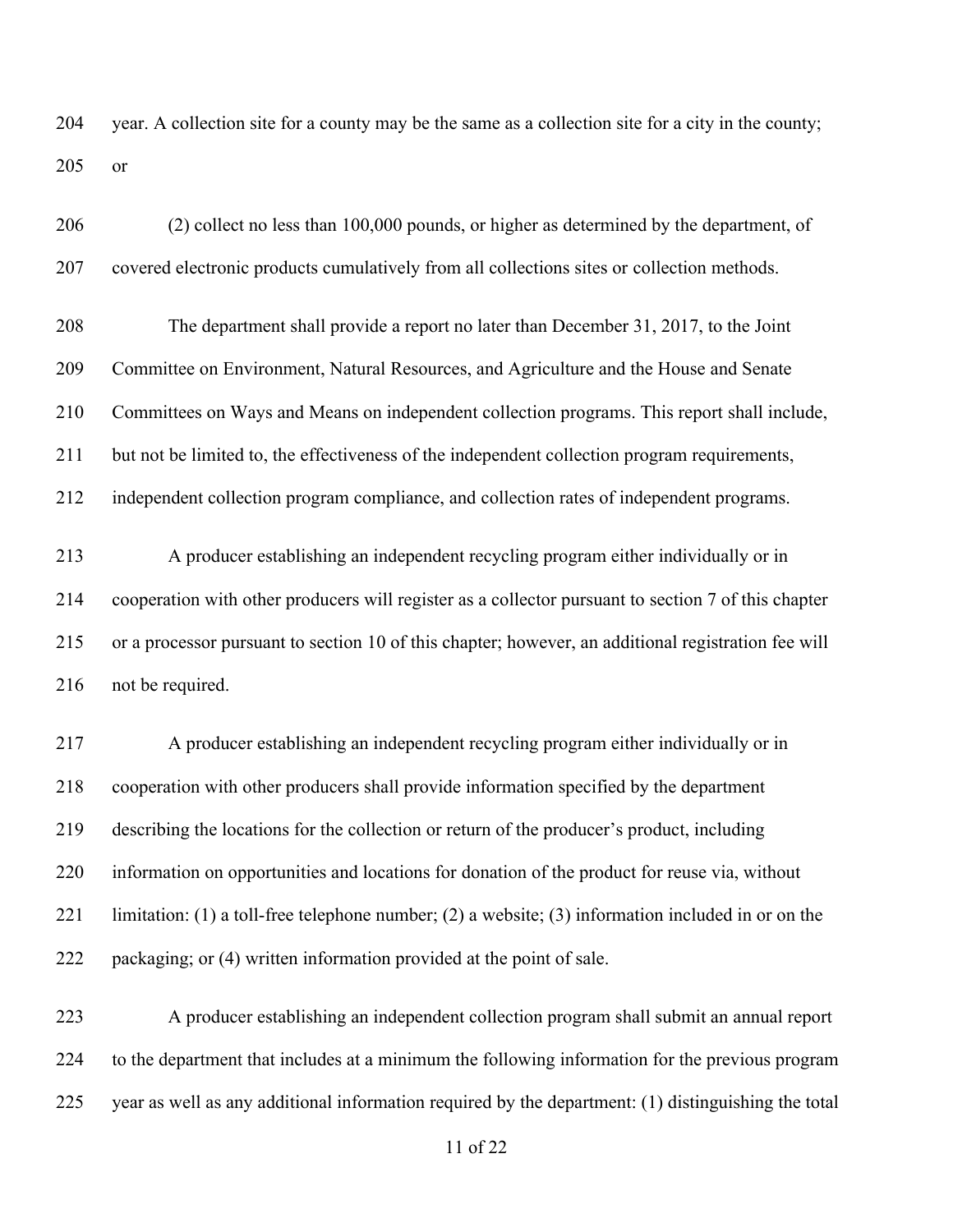year. A collection site for a county may be the same as a collection site for a city in the county; or

(2) collect no less than 100,000 pounds, or higher as determined by the department, of covered electronic products cumulatively from all collections sites or collection methods.

The department shall provide a report no later than December 31, 2017, to the Joint Committee on Environment, Natural Resources, and Agriculture and the House and Senate Committees on Ways and Means on independent collection programs. This report shall include, but not be limited to, the effectiveness of the independent collection program requirements, independent collection program compliance, and collection rates of independent programs.

A producer establishing an independent recycling program either individually or in cooperation with other producers will register as a collector pursuant to section 7 of this chapter or a processor pursuant to section 10 of this chapter; however, an additional registration fee will not be required.

A producer establishing an independent recycling program either individually or in cooperation with other producers shall provide information specified by the department describing the locations for the collection or return of the producer's product, including information on opportunities and locations for donation of the product for reuse via, without limitation: (1) a toll-free telephone number; (2) a website; (3) information included in or on the packaging; or (4) written information provided at the point of sale.

A producer establishing an independent collection program shall submit an annual report to the department that includes at a minimum the following information for the previous program year as well as any additional information required by the department: (1) distinguishing the total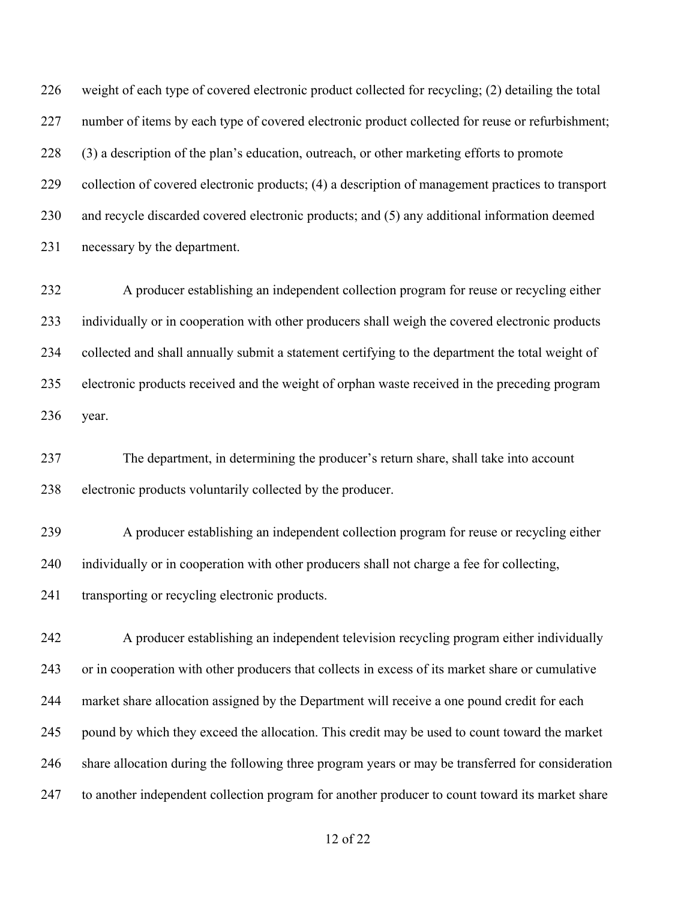weight of each type of covered electronic product collected for recycling; (2) detailing the total number of items by each type of covered electronic product collected for reuse or refurbishment; (3) a description of the plan's education, outreach, or other marketing efforts to promote collection of covered electronic products; (4) a description of management practices to transport and recycle discarded covered electronic products; and (5) any additional information deemed necessary by the department.

A producer establishing an independent collection program for reuse or recycling either individually or in cooperation with other producers shall weigh the covered electronic products collected and shall annually submit a statement certifying to the department the total weight of electronic products received and the weight of orphan waste received in the preceding program year.

The department, in determining the producer's return share, shall take into account electronic products voluntarily collected by the producer.

A producer establishing an independent collection program for reuse or recycling either individually or in cooperation with other producers shall not charge a fee for collecting, transporting or recycling electronic products.

A producer establishing an independent television recycling program either individually or in cooperation with other producers that collects in excess of its market share or cumulative market share allocation assigned by the Department will receive a one pound credit for each pound by which they exceed the allocation. This credit may be used to count toward the market share allocation during the following three program years or may be transferred for consideration to another independent collection program for another producer to count toward its market share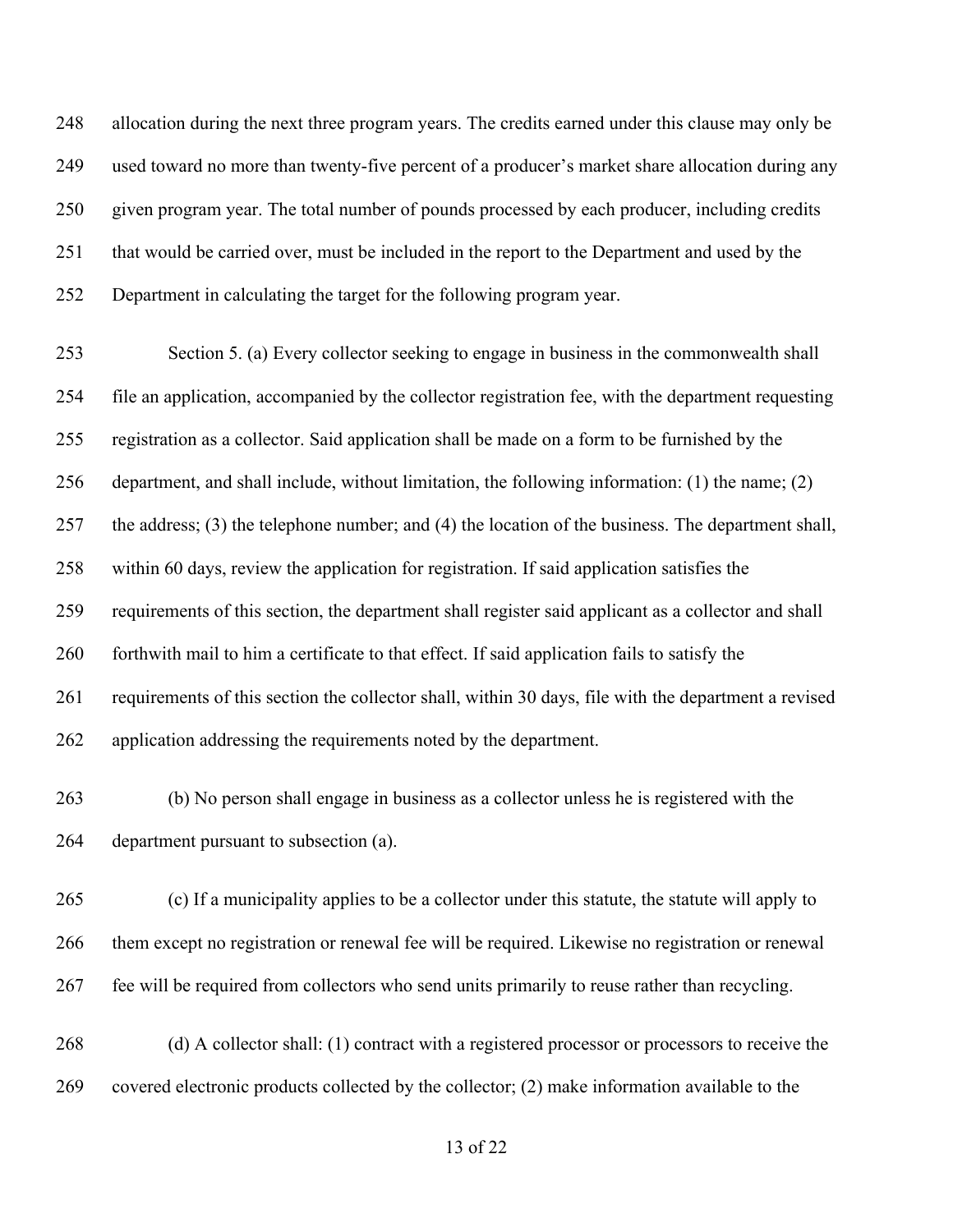allocation during the next three program years. The credits earned under this clause may only be used toward no more than twenty-five percent of a producer's market share allocation during any given program year. The total number of pounds processed by each producer, including credits that would be carried over, must be included in the report to the Department and used by the Department in calculating the target for the following program year.

Section 5. (a) Every collector seeking to engage in business in the commonwealth shall file an application, accompanied by the collector registration fee, with the department requesting registration as a collector. Said application shall be made on a form to be furnished by the department, and shall include, without limitation, the following information: (1) the name; (2) the address; (3) the telephone number; and (4) the location of the business. The department shall, within 60 days, review the application for registration. If said application satisfies the requirements of this section, the department shall register said applicant as a collector and shall forthwith mail to him a certificate to that effect. If said application fails to satisfy the requirements of this section the collector shall, within 30 days, file with the department a revised application addressing the requirements noted by the department.

(b) No person shall engage in business as a collector unless he is registered with the department pursuant to subsection (a).

(c) If a municipality applies to be a collector under this statute, the statute will apply to them except no registration or renewal fee will be required. Likewise no registration or renewal fee will be required from collectors who send units primarily to reuse rather than recycling.

(d) A collector shall: (1) contract with a registered processor or processors to receive the covered electronic products collected by the collector; (2) make information available to the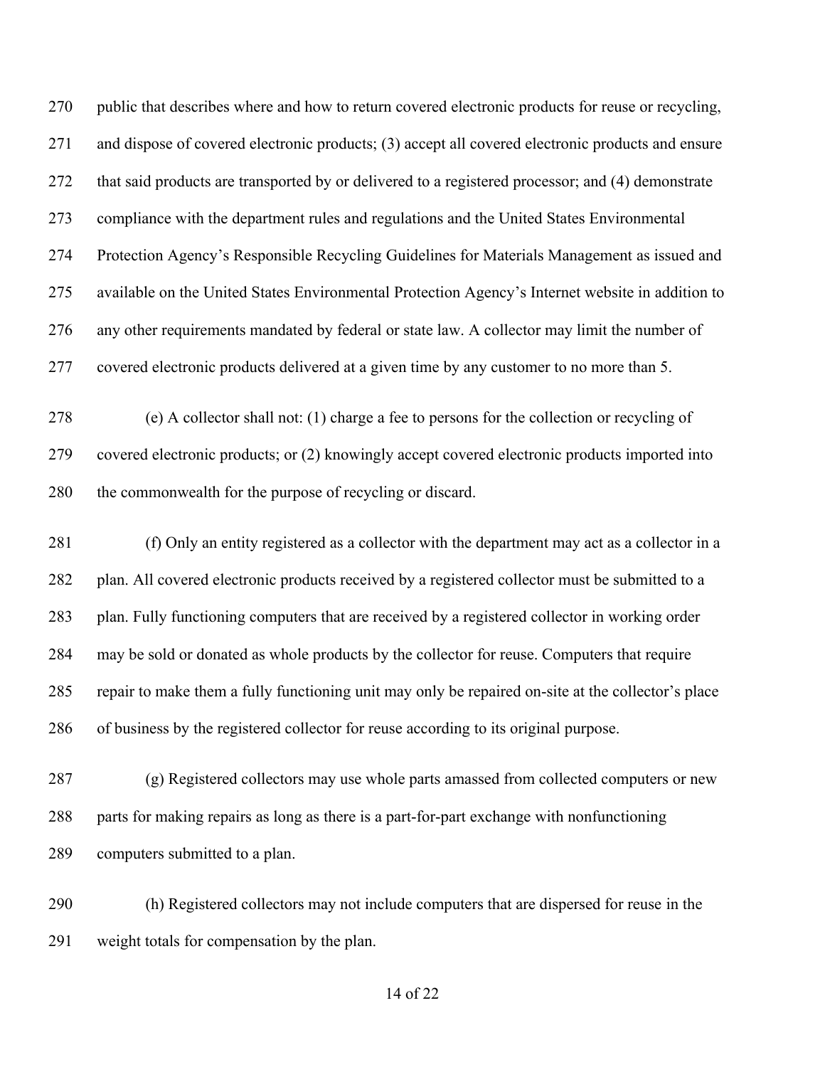public that describes where and how to return covered electronic products for reuse or recycling, and dispose of covered electronic products; (3) accept all covered electronic products and ensure that said products are transported by or delivered to a registered processor; and (4) demonstrate compliance with the department rules and regulations and the United States Environmental Protection Agency's Responsible Recycling Guidelines for Materials Management as issued and available on the United States Environmental Protection Agency's Internet website in addition to any other requirements mandated by federal or state law. A collector may limit the number of covered electronic products delivered at a given time by any customer to no more than 5.

(e) A collector shall not: (1) charge a fee to persons for the collection or recycling of covered electronic products; or (2) knowingly accept covered electronic products imported into the commonwealth for the purpose of recycling or discard.

(f) Only an entity registered as a collector with the department may act as a collector in a plan. All covered electronic products received by a registered collector must be submitted to a plan. Fully functioning computers that are received by a registered collector in working order may be sold or donated as whole products by the collector for reuse. Computers that require repair to make them a fully functioning unit may only be repaired on-site at the collector's place of business by the registered collector for reuse according to its original purpose.

(g) Registered collectors may use whole parts amassed from collected computers or new parts for making repairs as long as there is a part-for-part exchange with nonfunctioning computers submitted to a plan.

(h) Registered collectors may not include computers that are dispersed for reuse in the weight totals for compensation by the plan.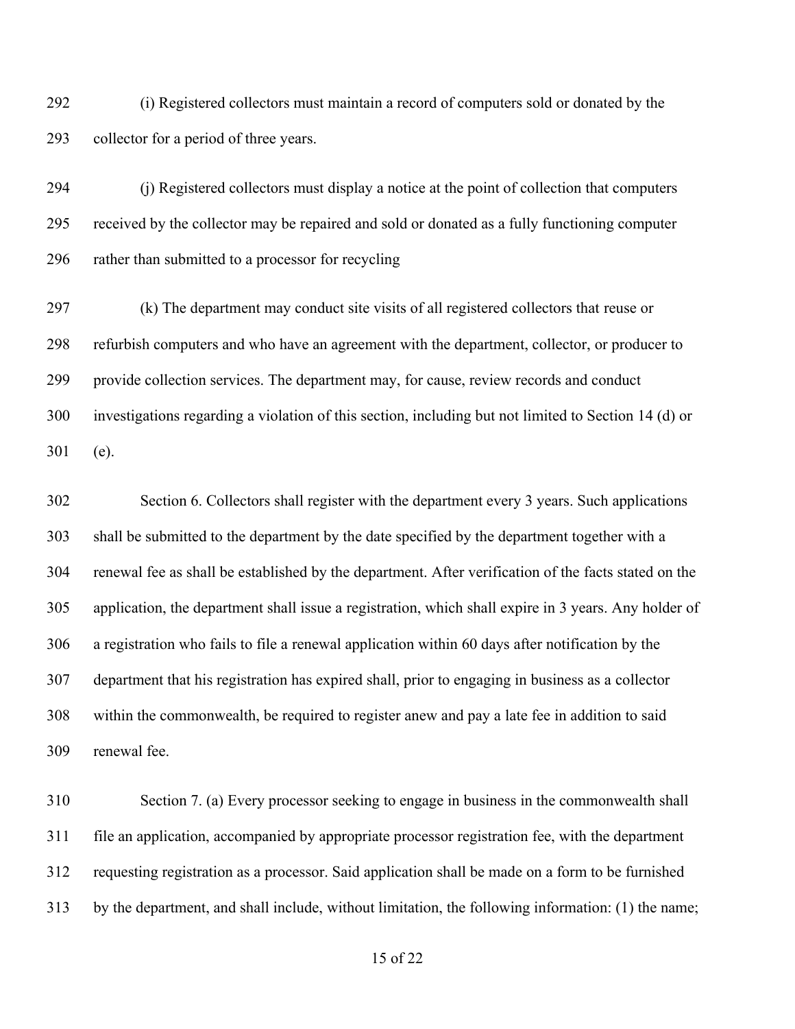(i) Registered collectors must maintain a record of computers sold or donated by the collector for a period of three years.

(j) Registered collectors must display a notice at the point of collection that computers received by the collector may be repaired and sold or donated as a fully functioning computer rather than submitted to a processor for recycling

(k) The department may conduct site visits of all registered collectors that reuse or refurbish computers and who have an agreement with the department, collector, or producer to provide collection services. The department may, for cause, review records and conduct investigations regarding a violation of this section, including but not limited to Section 14 (d) or (e).

Section 6. Collectors shall register with the department every 3 years. Such applications shall be submitted to the department by the date specified by the department together with a renewal fee as shall be established by the department. After verification of the facts stated on the application, the department shall issue a registration, which shall expire in 3 years. Any holder of a registration who fails to file a renewal application within 60 days after notification by the department that his registration has expired shall, prior to engaging in business as a collector within the commonwealth, be required to register anew and pay a late fee in addition to said renewal fee.

Section 7. (a) Every processor seeking to engage in business in the commonwealth shall file an application, accompanied by appropriate processor registration fee, with the department requesting registration as a processor. Said application shall be made on a form to be furnished by the department, and shall include, without limitation, the following information: (1) the name;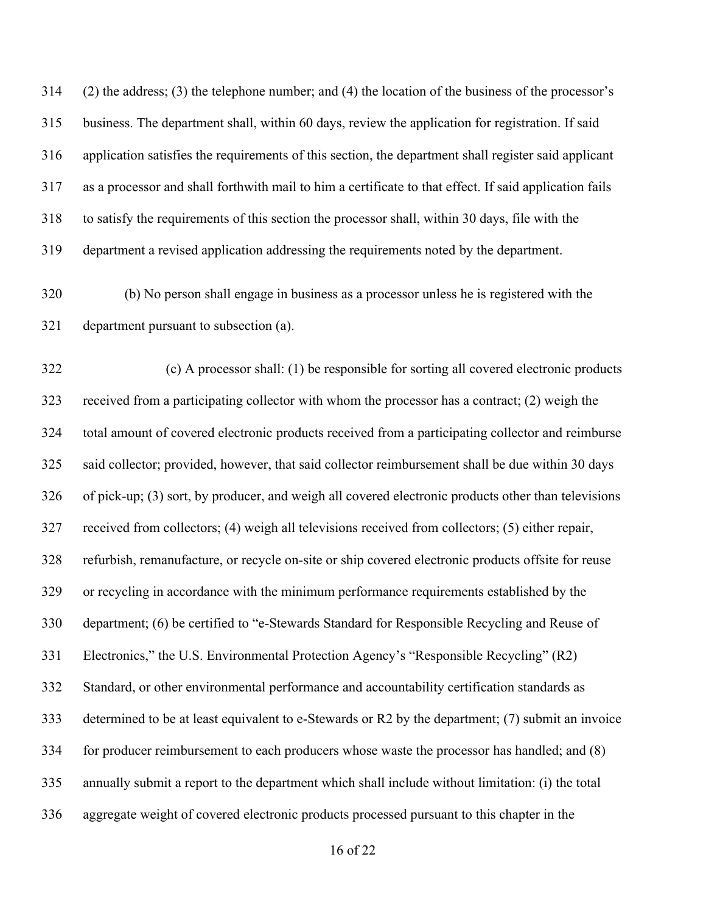(2) the address; (3) the telephone number; and (4) the location of the business of the processor's business. The department shall, within 60 days, review the application for registration. If said application satisfies the requirements of this section, the department shall register said applicant as a processor and shall forthwith mail to him a certificate to that effect. If said application fails to satisfy the requirements of this section the processor shall, within 30 days, file with the department a revised application addressing the requirements noted by the department.

(b) No person shall engage in business as a processor unless he is registered with the department pursuant to subsection (a).

(c) A processor shall: (1) be responsible for sorting all covered electronic products received from a participating collector with whom the processor has a contract; (2) weigh the total amount of covered electronic products received from a participating collector and reimburse said collector; provided, however, that said collector reimbursement shall be due within 30 days of pick-up; (3) sort, by producer, and weigh all covered electronic products other than televisions received from collectors; (4) weigh all televisions received from collectors; (5) either repair, refurbish, remanufacture, or recycle on-site or ship covered electronic products offsite for reuse or recycling in accordance with the minimum performance requirements established by the department; (6) be certified to "e-Stewards Standard for Responsible Recycling and Reuse of Electronics," the U.S. Environmental Protection Agency's "Responsible Recycling" (R2) Standard, or other environmental performance and accountability certification standards as determined to be at least equivalent to e-Stewards or R2 by the department; (7) submit an invoice for producer reimbursement to each producers whose waste the processor has handled; and (8) annually submit a report to the department which shall include without limitation: (i) the total aggregate weight of covered electronic products processed pursuant to this chapter in the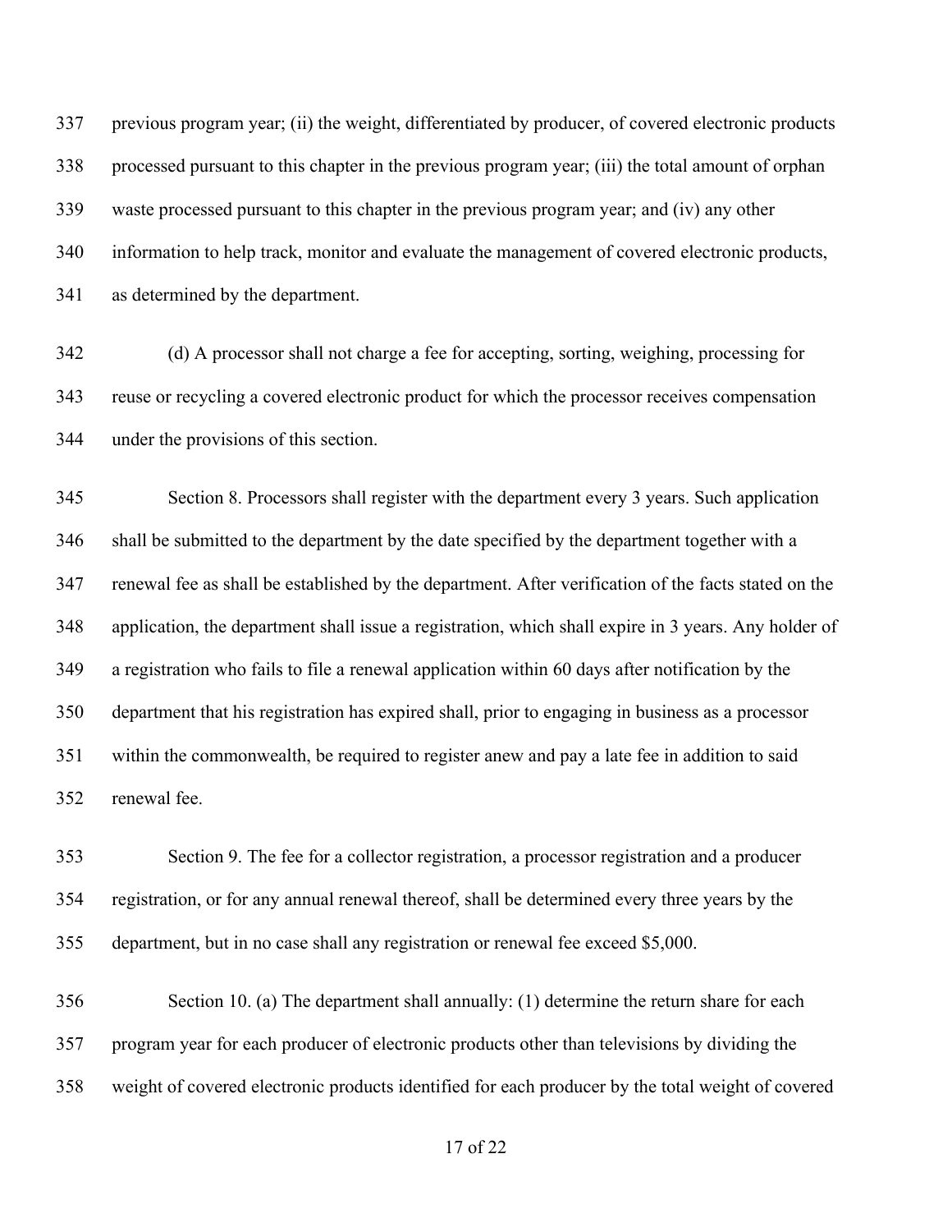previous program year; (ii) the weight, differentiated by producer, of covered electronic products processed pursuant to this chapter in the previous program year; (iii) the total amount of orphan waste processed pursuant to this chapter in the previous program year; and (iv) any other information to help track, monitor and evaluate the management of covered electronic products, as determined by the department.

(d) A processor shall not charge a fee for accepting, sorting, weighing, processing for reuse or recycling a covered electronic product for which the processor receives compensation under the provisions of this section.

Section 8. Processors shall register with the department every 3 years. Such application shall be submitted to the department by the date specified by the department together with a renewal fee as shall be established by the department. After verification of the facts stated on the application, the department shall issue a registration, which shall expire in 3 years. Any holder of a registration who fails to file a renewal application within 60 days after notification by the department that his registration has expired shall, prior to engaging in business as a processor within the commonwealth, be required to register anew and pay a late fee in addition to said renewal fee.

Section 9. The fee for a collector registration, a processor registration and a producer registration, or for any annual renewal thereof, shall be determined every three years by the department, but in no case shall any registration or renewal fee exceed $5,000.

Section 10. (a) The department shall annually: (1) determine the return share for each program year for each producer of electronic products other than televisions by dividing the weight of covered electronic products identified for each producer by the total weight of covered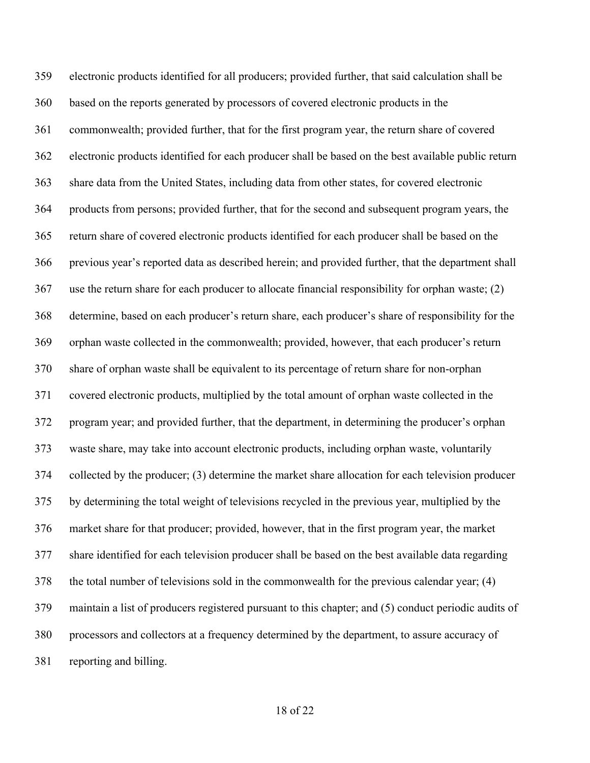electronic products identified for all producers; provided further, that said calculation shall be based on the reports generated by processors of covered electronic products in the commonwealth; provided further, that for the first program year, the return share of covered electronic products identified for each producer shall be based on the best available public return share data from the United States, including data from other states, for covered electronic products from persons; provided further, that for the second and subsequent program years, the return share of covered electronic products identified for each producer shall be based on the previous year's reported data as described herein; and provided further, that the department shall use the return share for each producer to allocate financial responsibility for orphan waste; (2) determine, based on each producer's return share, each producer's share of responsibility for the orphan waste collected in the commonwealth; provided, however, that each producer's return share of orphan waste shall be equivalent to its percentage of return share for non-orphan covered electronic products, multiplied by the total amount of orphan waste collected in the program year; and provided further, that the department, in determining the producer's orphan waste share, may take into account electronic products, including orphan waste, voluntarily collected by the producer; (3) determine the market share allocation for each television producer by determining the total weight of televisions recycled in the previous year, multiplied by the market share for that producer; provided, however, that in the first program year, the market share identified for each television producer shall be based on the best available data regarding the total number of televisions sold in the commonwealth for the previous calendar year; (4) maintain a list of producers registered pursuant to this chapter; and (5) conduct periodic audits of processors and collectors at a frequency determined by the department, to assure accuracy of reporting and billing.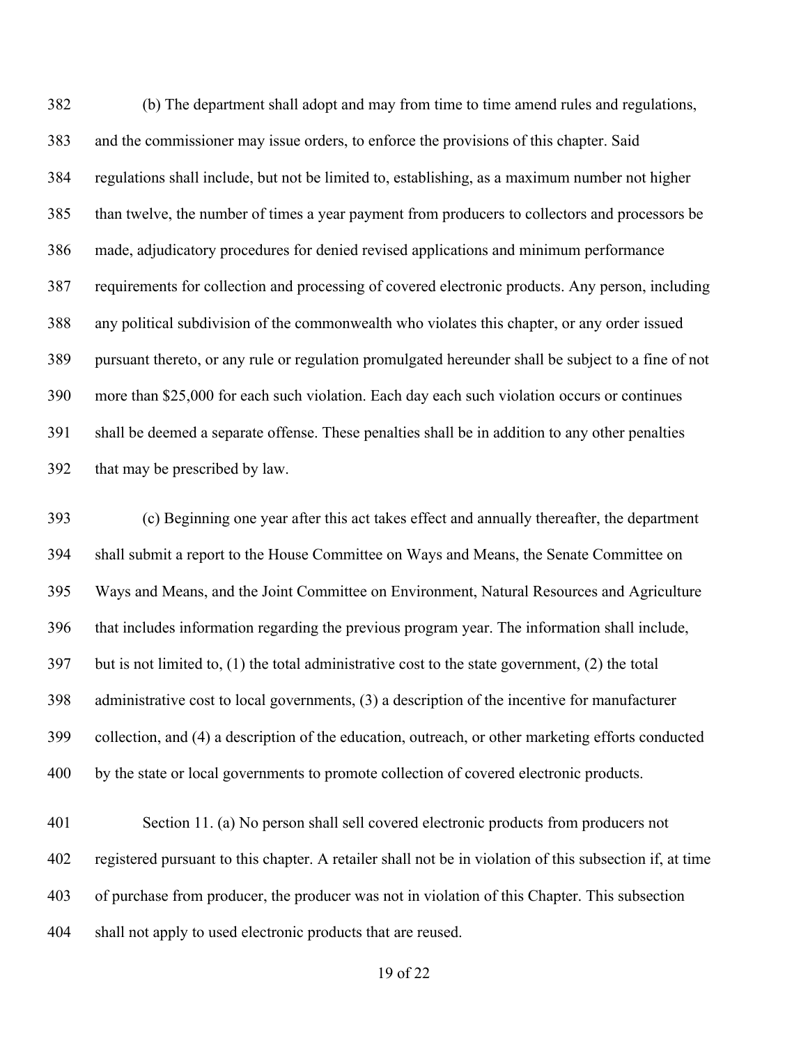(b) The department shall adopt and may from time to time amend rules and regulations, and the commissioner may issue orders, to enforce the provisions of this chapter. Said regulations shall include, but not be limited to, establishing, as a maximum number not higher than twelve, the number of times a year payment from producers to collectors and processors be made, adjudicatory procedures for denied revised applications and minimum performance requirements for collection and processing of covered electronic products. Any person, including any political subdivision of the commonwealth who violates this chapter, or any order issued pursuant thereto, or any rule or regulation promulgated hereunder shall be subject to a fine of not more than $25,000 for each such violation. Each day each such violation occurs or continues shall be deemed a separate offense. These penalties shall be in addition to any other penalties that may be prescribed by law.

(c) Beginning one year after this act takes effect and annually thereafter, the department shall submit a report to the House Committee on Ways and Means, the Senate Committee on Ways and Means, and the Joint Committee on Environment, Natural Resources and Agriculture that includes information regarding the previous program year. The information shall include, but is not limited to, (1) the total administrative cost to the state government, (2) the total administrative cost to local governments, (3) a description of the incentive for manufacturer collection, and (4) a description of the education, outreach, or other marketing efforts conducted by the state or local governments to promote collection of covered electronic products.

Section 11. (a) No person shall sell covered electronic products from producers not registered pursuant to this chapter. A retailer shall not be in violation of this subsection if, at time of purchase from producer, the producer was not in violation of this Chapter. This subsection shall not apply to used electronic products that are reused.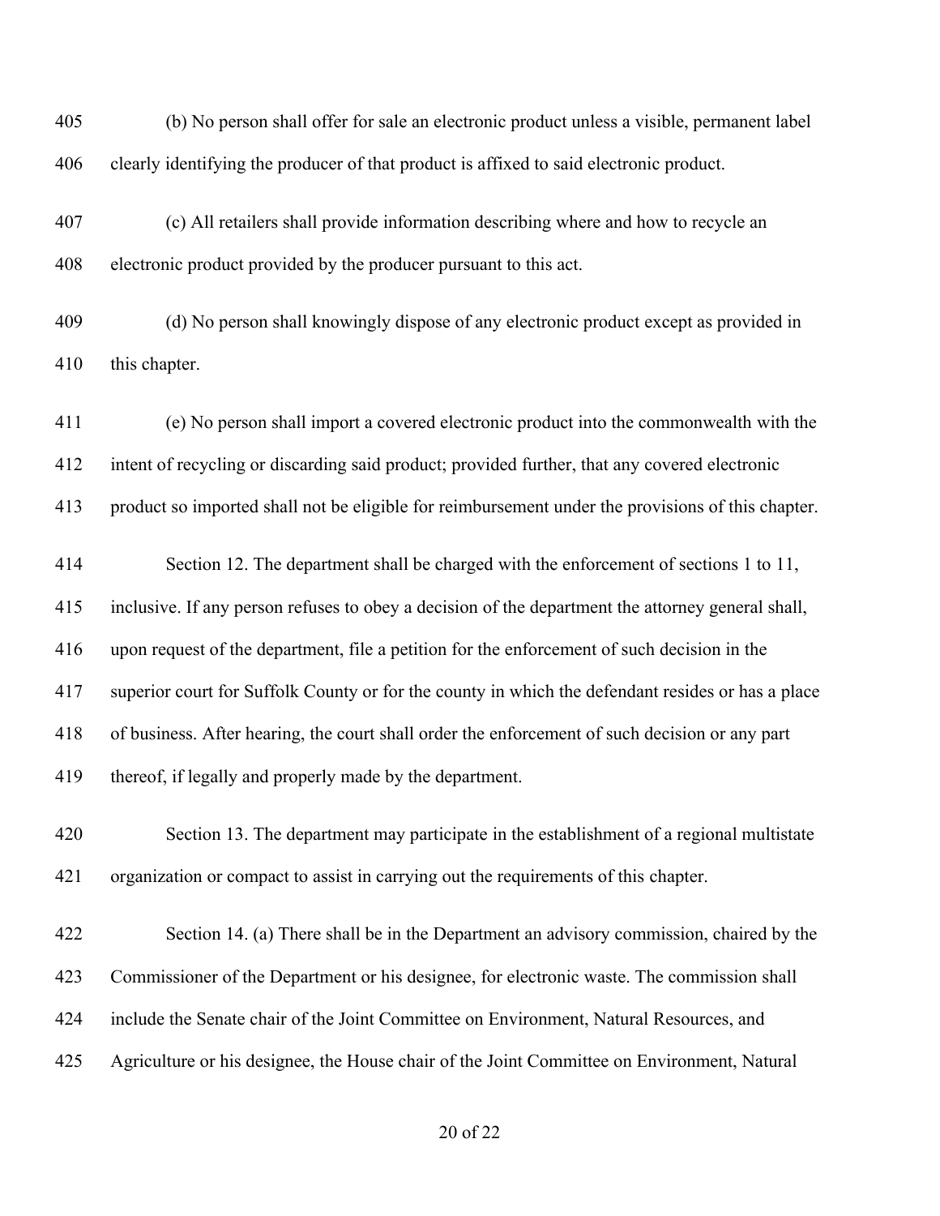(b) No person shall offer for sale an electronic product unless a visible, permanent label clearly identifying the producer of that product is affixed to said electronic product.

(c) All retailers shall provide information describing where and how to recycle an electronic product provided by the producer pursuant to this act.

(d) No person shall knowingly dispose of any electronic product except as provided in this chapter.

(e) No person shall import a covered electronic product into the commonwealth with the intent of recycling or discarding said product; provided further, that any covered electronic product so imported shall not be eligible for reimbursement under the provisions of this chapter.

Section 12. The department shall be charged with the enforcement of sections 1 to 11, inclusive. If any person refuses to obey a decision of the department the attorney general shall, upon request of the department, file a petition for the enforcement of such decision in the superior court for Suffolk County or for the county in which the defendant resides or has a place of business. After hearing, the court shall order the enforcement of such decision or any part thereof, if legally and properly made by the department.

Section 13. The department may participate in the establishment of a regional multistate organization or compact to assist in carrying out the requirements of this chapter.

Section 14. (a) There shall be in the Department an advisory commission, chaired by the Commissioner of the Department or his designee, for electronic waste. The commission shall include the Senate chair of the Joint Committee on Environment, Natural Resources, and Agriculture or his designee, the House chair of the Joint Committee on Environment, Natural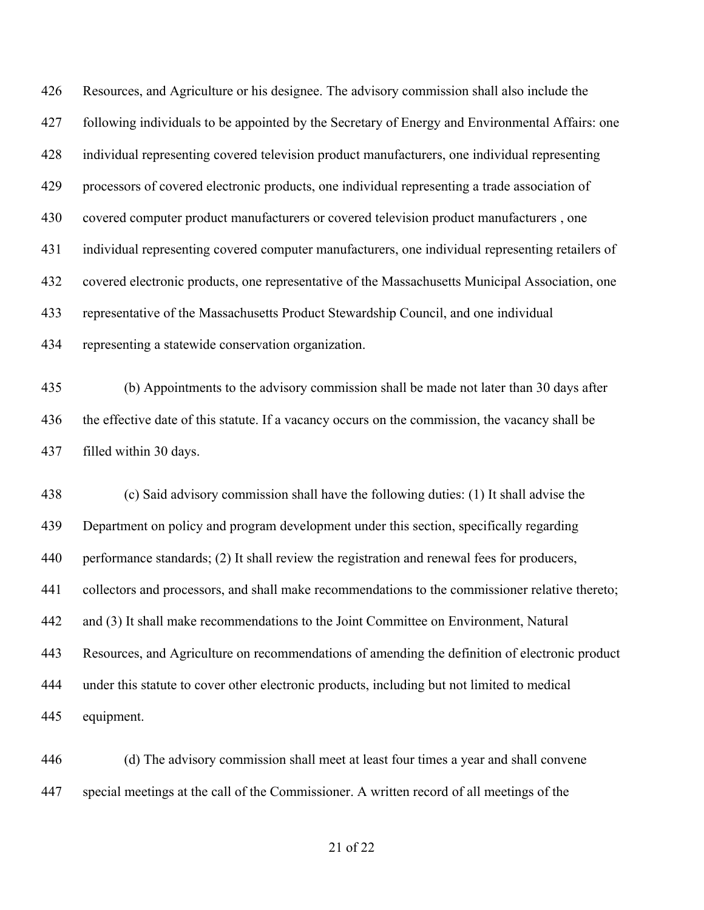Resources, and Agriculture or his designee. The advisory commission shall also include the following individuals to be appointed by the Secretary of Energy and Environmental Affairs: one individual representing covered television product manufacturers, one individual representing processors of covered electronic products, one individual representing a trade association of covered computer product manufacturers or covered television product manufacturers , one individual representing covered computer manufacturers, one individual representing retailers of covered electronic products, one representative of the Massachusetts Municipal Association, one representative of the Massachusetts Product Stewardship Council, and one individual representing a statewide conservation organization.

(b) Appointments to the advisory commission shall be made not later than 30 days after the effective date of this statute. If a vacancy occurs on the commission, the vacancy shall be filled within 30 days.

(c) Said advisory commission shall have the following duties: (1) It shall advise the Department on policy and program development under this section, specifically regarding performance standards; (2) It shall review the registration and renewal fees for producers, collectors and processors, and shall make recommendations to the commissioner relative thereto; and (3) It shall make recommendations to the Joint Committee on Environment, Natural Resources, and Agriculture on recommendations of amending the definition of electronic product under this statute to cover other electronic products, including but not limited to medical equipment.

(d) The advisory commission shall meet at least four times a year and shall convene special meetings at the call of the Commissioner. A written record of all meetings of the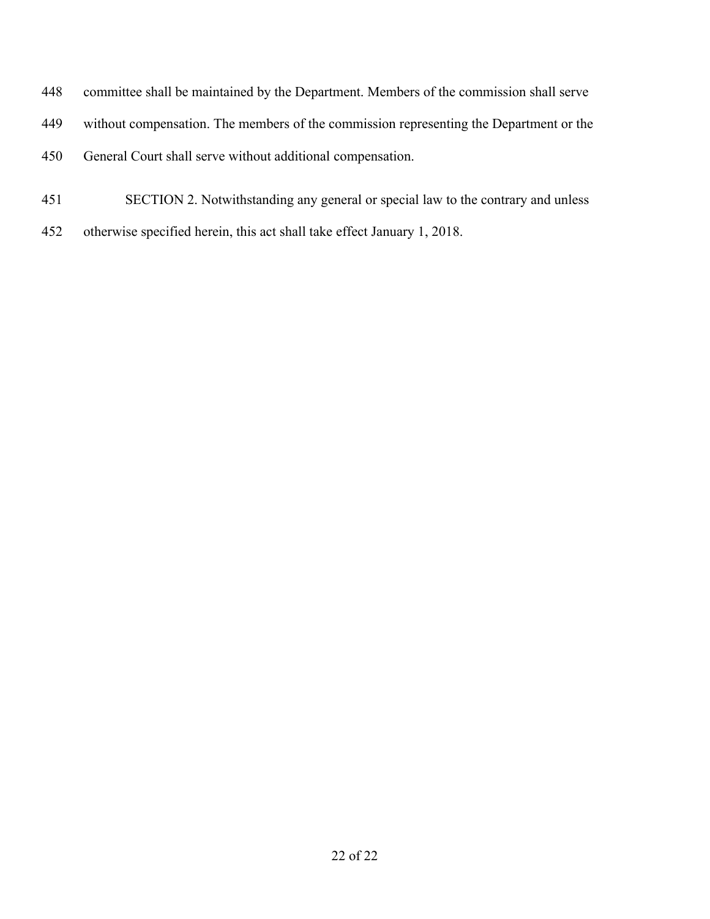committee shall be maintained by the Department. Members of the commission shall serve without compensation. The members of the commission representing the Department or the General Court shall serve without additional compensation.

SECTION 2. Notwithstanding any general or special law to the contrary and unless otherwise specified herein, this act shall take effect January 1, 2018.